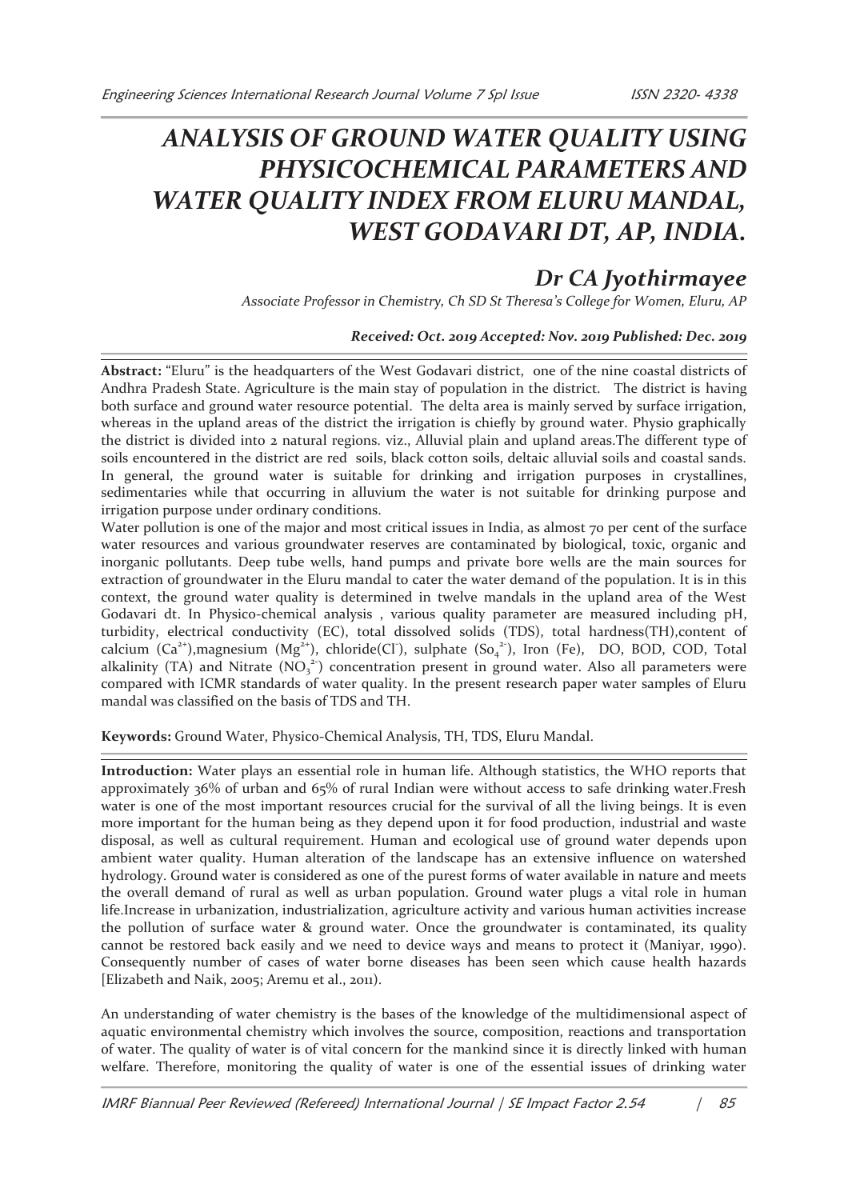# ANALYSIS OF GROUND WATER QUALITY USING PHYSICOCHEMICAL PARAMETERS AND WATER QUALITY INDEX FROM ELURU MANDAL, WEST GODAVARI DT, AP, INDIA.

## Dr CA Jyothirmayee

*Associate Professor in Chemistry, Ch SD St Theresa's College for Women, Eluru, AP*

***Received: Oct. 2019 Accepted: Nov. 2019 Published: Dec. 2019***

**Abstract:** "Eluru" is the headquarters of the West Godavari district, one of the nine coastal districts of Andhra Pradesh State. Agriculture is the main stay of population in the district. The district is having both surface and ground water resource potential. The delta area is mainly served by surface irrigation, whereas in the upland areas of the district the irrigation is chiefly by ground water. Physio graphically the district is divided into 2 natural regions. viz., Alluvial plain and upland areas.The different type of soils encountered in the district are red soils, black cotton soils, deltaic alluvial soils and coastal sands. In general, the ground water is suitable for drinking and irrigation purposes in crystallines, sedimentaries while that occurring in alluvium the water is not suitable for drinking purpose and irrigation purpose under ordinary conditions.

Water pollution is one of the major and most critical issues in India, as almost 70 per cent of the surface water resources and various groundwater reserves are contaminated by biological, toxic, organic and inorganic pollutants. Deep tube wells, hand pumps and private bore wells are the main sources for extraction of groundwater in the Eluru mandal to cater the water demand of the population. It is in this context, the ground water quality is determined in twelve mandals in the upland area of the West Godavari dt. In Physico-chemical analysis , various quality parameter are measured including pH, turbidity, electrical conductivity (EC), total dissolved solids (TDS), total hardness(TH),content of calcium ($Ca^{2+}$),magnesium ($Mg^{2+}$), chloride($Cl^{-}$), sulphate ($So_4^{2-}$), Iron (Fe), DO, BOD, COD, Total alkalinity (TA) and Nitrate ($NO_3^{2-}$) concentration present in ground water. Also all parameters were compared with ICMR standards of water quality. In the present research paper water samples of Eluru mandal was classified on the basis of TDS and TH.

**Keywords:** Ground Water, Physico-Chemical Analysis, TH, TDS, Eluru Mandal.

**Introduction:** Water plays an essential role in human life. Although statistics, the WHO reports that approximately 36% of urban and 65% of rural Indian were without access to safe drinking water.Fresh water is one of the most important resources crucial for the survival of all the living beings. It is even more important for the human being as they depend upon it for food production, industrial and waste disposal, as well as cultural requirement. Human and ecological use of ground water depends upon ambient water quality. Human alteration of the landscape has an extensive influence on watershed hydrology. Ground water is considered as one of the purest forms of water available in nature and meets the overall demand of rural as well as urban population. Ground water plugs a vital role in human life.Increase in urbanization, industrialization, agriculture activity and various human activities increase the pollution of surface water & ground water. Once the groundwater is contaminated, its quality cannot be restored back easily and we need to device ways and means to protect it (Maniyar, 1990). Consequently number of cases of water borne diseases has been seen which cause health hazards [Elizabeth and Naik, 2005; Aremu et al., 2011).

An understanding of water chemistry is the bases of the knowledge of the multidimensional aspect of aquatic environmental chemistry which involves the source, composition, reactions and transportation of water. The quality of water is of vital concern for the mankind since it is directly linked with human welfare. Therefore, monitoring the quality of water is one of the essential issues of drinking water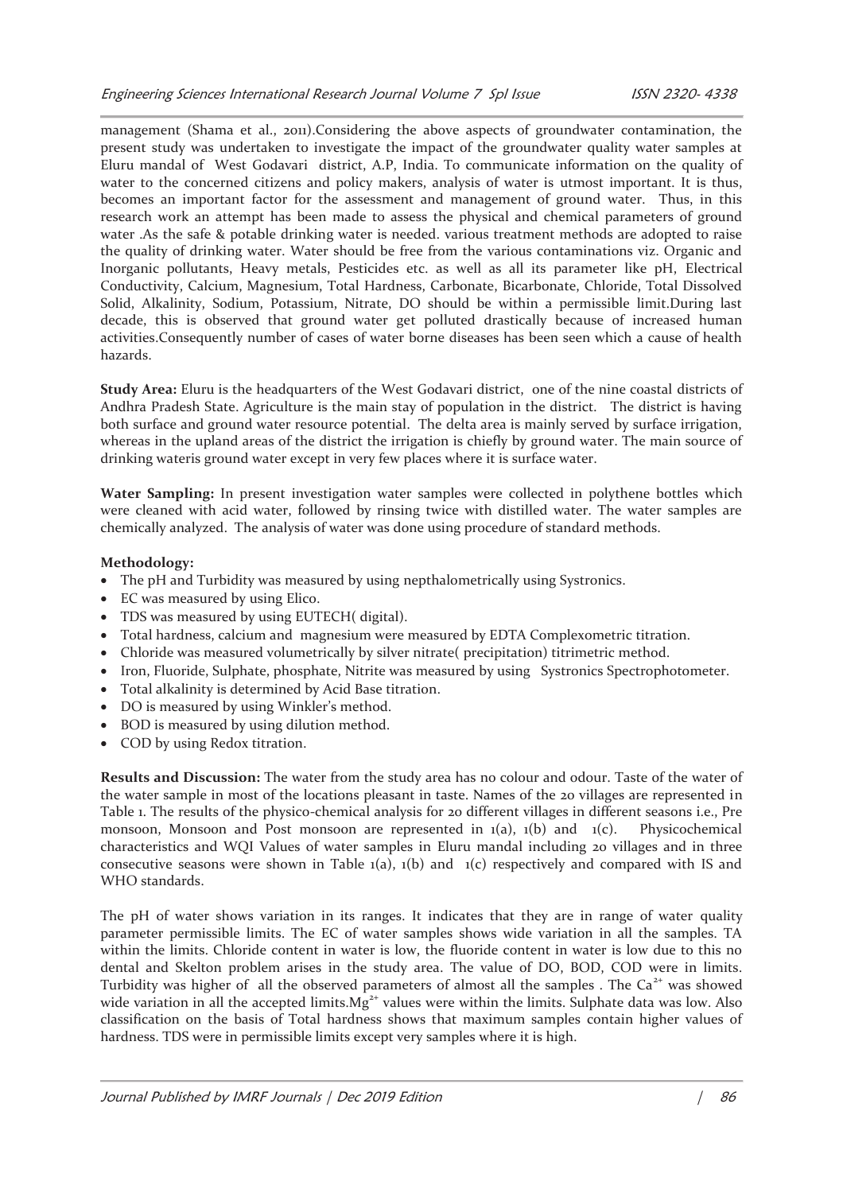management (Shama et al., 2011).Considering the above aspects of groundwater contamination, the present study was undertaken to investigate the impact of the groundwater quality water samples at Eluru mandal of West Godavari district, A.P, India. To communicate information on the quality of water to the concerned citizens and policy makers, analysis of water is utmost important. It is thus, becomes an important factor for the assessment and management of ground water. Thus, in this research work an attempt has been made to assess the physical and chemical parameters of ground water .As the safe & potable drinking water is needed. various treatment methods are adopted to raise the quality of drinking water. Water should be free from the various contaminations viz. Organic and Inorganic pollutants, Heavy metals, Pesticides etc. as well as all its parameter like pH, Electrical Conductivity, Calcium, Magnesium, Total Hardness, Carbonate, Bicarbonate, Chloride, Total Dissolved Solid, Alkalinity, Sodium, Potassium, Nitrate, DO should be within a permissible limit.During last decade, this is observed that ground water get polluted drastically because of increased human activities.Consequently number of cases of water borne diseases has been seen which a cause of health hazards.

**Study Area:** Eluru is the headquarters of the West Godavari district, one of the nine coastal districts of Andhra Pradesh State. Agriculture is the main stay of population in the district. The district is having both surface and ground water resource potential. The delta area is mainly served by surface irrigation, whereas in the upland areas of the district the irrigation is chiefly by ground water. The main source of drinking wateris ground water except in very few places where it is surface water.

**Water Sampling:** In present investigation water samples were collected in polythene bottles which were cleaned with acid water, followed by rinsing twice with distilled water. The water samples are chemically analyzed. The analysis of water was done using procedure of standard methods.

**Methodology:**

- The pH and Turbidity was measured by using nepthalometrically using Systronics.
- EC was measured by using Elico.
- TDS was measured by using EUTECH( digital).
- Total hardness, calcium and magnesium were measured by EDTA Complexometric titration.
- Chloride was measured volumetrically by silver nitrate( precipitation) titrimetric method.
- Iron, Fluoride, Sulphate, phosphate, Nitrite was measured by using Systronics Spectrophotometer.
- Total alkalinity is determined by Acid Base titration.
- DO is measured by using Winkler's method.
- BOD is measured by using dilution method.
- COD by using Redox titration.

**Results and Discussion:** The water from the study area has no colour and odour. Taste of the water of the water sample in most of the locations pleasant in taste. Names of the 20 villages are represented in Table 1. The results of the physico-chemical analysis for 20 different villages in different seasons i.e., Pre monsoon, Monsoon and Post monsoon are represented in 1(a), 1(b) and 1(c). Physicochemical characteristics and WQI Values of water samples in Eluru mandal including 20 villages and in three consecutive seasons were shown in Table 1(a), 1(b) and 1(c) respectively and compared with IS and WHO standards.

The pH of water shows variation in its ranges. It indicates that they are in range of water quality parameter permissible limits. The EC of water samples shows wide variation in all the samples. TA within the limits. Chloride content in water is low, the fluoride content in water is low due to this no dental and Skelton problem arises in the study area. The value of DO, BOD, COD were in limits. Turbidity was higher of all the observed parameters of almost all the samples . The $Ca^{2+}$ was showed wide variation in all the accepted limits.$Mg^{2+}$ values were within the limits. Sulphate data was low. Also classification on the basis of Total hardness shows that maximum samples contain higher values of hardness. TDS were in permissible limits except very samples where it is high.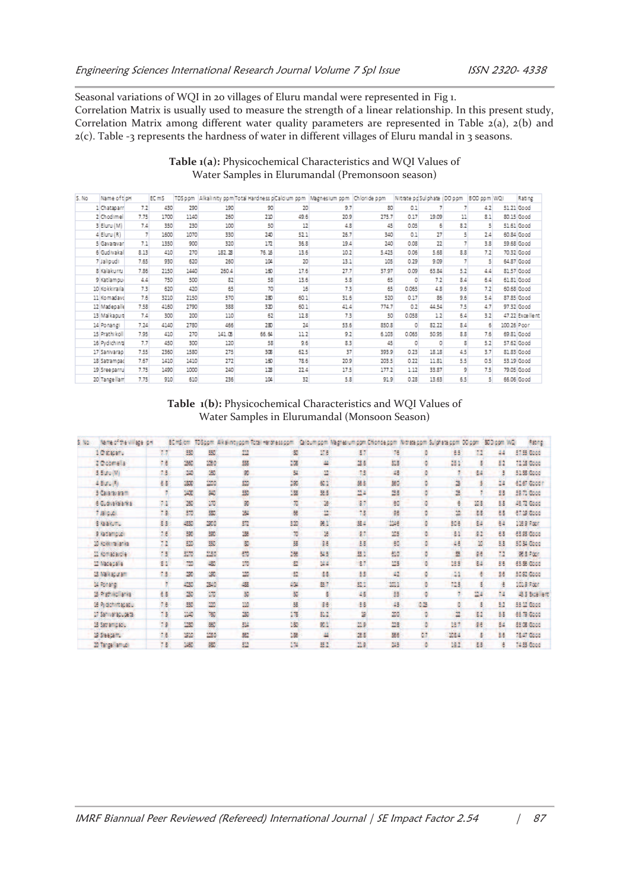Seasonal variations of WQI in 20 villages of Eluru mandal were represented in Fig 1.

Correlation Matrix is usually used to measure the strength of a linear relationship. In this present study, Correlation Matrix among different water quality parameters are represented in Table 2(a), 2(b) and 2(c). Table -3 represents the hardness of water in different villages of Eluru mandal in 3 seasons.

**Table 1(a):** Physicochemical Characteristics and WQI Values of Water Samples in Elurumandal (Premonsoon season)

| S. No | Name of the village | pH | EC mS | TDS ppm | Alkalinity ppm | Total Hardness ppm | Calcium ppm | Magnesium ppm | Chloride ppm | Nitrate ppm | Sulphate ppm | DO ppm | BOD ppm | WQI | Rating |
|---|---|---|---|---|---|---|---|---|---|---|---|---|---|---|---|
| 1 | Chataparr | 7.2 | 430 | 290 | 190 | 90 | 20 | 9.7 | 80 | 0.1 | 7 | 7 | 4.2 | 51.21 | Good |
| 2 | Chodimel | 7.75 | 1700 | 1140 | 260 | 210 | 49.6 | 20.9 | 275.7 | 0.17 | 19.09 | 11 | 8.1 | 80.15 | Good |
| 3 | Eluru (M) | 7.4 | 350 | 230 | 100 | 50 | 12 | 4.8 | 45 | 0.05 | 6 | 8.2 | 5 | 51.61 | Good |
| 4 | Eluru (R) | 7 | 1600 | 1070 | 330 | 240 | 52.1 | 26.7 | 340 | 0.1 | 27 | 5 | 2.4 | 60.84 | Good |
| 5 | Gavaravar | 7.1 | 1350 | 900 | 320 | 172 | 36.8 | 19.4 | 240 | 0.08 | 22 | 7 | 3.8 | 59.68 | Good |
| 6 | Gudivakal | 8.13 | 410 | 270 | 182.28 | 76.16 | 13.6 | 10.2 | 5.425 | 0.06 | 5.68 | 8.8 | 7.2 | 70.32 | Good |
| 7 | Jalipudi | 7.65 | 930 | 620 | 260 | 104 | 20 | 13.1 | 105 | 0.29 | 9.09 | 7 | 5 | 64.87 | Good |
| 8 | Kalakurru | 7.86 | 2150 | 1440 | 260.4 | 160 | 17.6 | 27.7 | 37.97 | 0.09 | 63.84 | 5.2 | 4.4 | 81.57 | Good |
| 9 | Katlampu | 4.4 | 750 | 500 | 82 | 58 | 13.6 | 5.8 | 65 | 0 | 7.2 | 8.4 | 6.4 | 61.81 | Good |
| 10 | Kokkiralla | 7.3 | 620 | 420 | 65 | 70 | 16 | 7.3 | 65 | 0.065 | 4.8 | 9.6 | 7.2 | 60.68 | Good |
| 11 | Komadavo | 7.6 | 3210 | 2150 | 570 | 280 | 60.1 | 31.6 | 520 | 0.17 | 86 | 9.6 | 5.4 | 87.85 | Good |
| 12 | Madepalle | 7.58 | 4160 | 2790 | 388 | 320 | 60.1 | 41.4 | 774.7 | 0.2 | 44.54 | 7.5 | 4.7 | 97.32 | Good |
| 13 | Malkapura | 7.4 | 300 | 200 | 110 | 62 | 12.8 | 7.3 | 50 | 0.058 | 1.2 | 6.4 | 3.2 | 47.22 | Excellent |
| 14 | Ponangi | 7.24 | 4140 | 2780 | 466 | 280 | 24 | 53.6 | 850.8 | 0 | 82.22 | 8.4 | 6 | 100.26 | Poor |
| 15 | Prathikoll | 7.95 | 410 | 270 | 141.05 | 66.64 | 11.2 | 9.2 | 6.103 | 0.063 | 50.95 | 8.8 | 7.6 | 69.81 | Good |
| 16 | Pydichintz | 7.7 | 450 | 300 | 120 | 58 | 9.6 | 8.3 | 45 | 0 | 0 | 8 | 5.2 | 57.62 | Good |
| 17 | Sanivarap | 7.55 | 2360 | 1580 | 275 | 308 | 62.5 | 37 | 393.9 | 0.23 | 18.18 | 4.5 | 3.7 | 81.83 | Good |
| 18 | Satrampac | 7.67 | 1410 | 1410 | 272 | 160 | 78.6 | 20.9 | 203.5 | 0.22 | 11.81 | 5.5 | 0.5 | 53.19 | Good |
| 19 | Sreeparru | 7.75 | 1490 | 1000 | 240 | 128 | 22.4 | 17.5 | 177.2 | 1.12 | 33.87 | 9 | 7.5 | 79.05 | Good |
| 20 | Tangellan | 7.75 | 910 | 610 | 236 | 104 | 32 | 5.8 | 91.9 | 0.28 | 13.63 | 6.5 | 5 | 66.06 | Good |

**Table 1(b):** Physicochemical Characteristics and WQI Values of Water Samples in Elurumandal (Monsoon Season)

| S. No | Name of the village | pH | EC mS/cm | TDS ppm | Alkalinity ppm | Total Hardness ppm | Calcium ppm | Magnesium ppm | Chloride ppm | Nitrate ppm | Sulphate ppm | DO ppm | BOD ppm | WQI | Rating |
|---|---|---|---|---|---|---|---|---|---|---|---|---|---|---|---|
| 1 | Chataparru | 7.7 | 330 | 550 | 222 | 80 | 17.6 | 8.7 | 76 | 0 | 6.5 | 7.2 | 4.4 | 57.55 | Good |
| 2 | Chodimella | 7.6 | 1960 | 1090 | 558 | 206 | 44 | 23.6 | 818 | 0 | 28.1 | 8 | 8.2 | 72.18 | Good |
| 3 | Eluru (M) | 7.5 | 240 | 160 | 90 | 54 | 12 | 7.3 | 48 | 0 | 7 | 8.4 | 3 | 51.58 | Good |
| 4 | Eluru (R) | 6.8 | 1800 | 1200 | 500 | 280 | 60.1 | 66.5 | 560 | 0 | 25 | 5 | 2.4 | 62.87 | Good |
| 5 | Gavaravaram | 7 | 1400 | 940 | 330 | 158 | 56.5 | 22.4 | 238 | 0 | 25 | 7 | 3.8 | 58.71 | Good |
| 6 | Gudivakalanka | 7.1 | 260 | 170 | 90 | 70 | 16 | 8.7 | 60 | 0 | 6 | 10.8 | 6.5 | 48.72 | Good |
| 7 | Jalipudi | 7.8 | 870 | 580 | 164 | 66 | 12 | 7.3 | 96 | 0 | 10 | 8.8 | 6.5 | 67.19 | Good |
| 8 | Kalakurru | 8.5 | 4550 | 2900 | 572 | 520 | 96.1 | 58.4 | 1146 | 0 | 50.6 | 5.4 | 6.4 | 126.9 | Poor |
| 9 | Katlampudi | 7.6 | 590 | 390 | 136 | 70 | 16 | 8.7 | 105 | 0 | 8.1 | 9.2 | 6.8 | 65.85 | Good |
| 10 | Kokkirailanka | 7.2 | 520 | 350 | 80 | 56 | 9.6 | 5.8 | 60 | 0 | 4.6 | 10 | 5.8 | 50.34 | Good |
| 11 | Komadavolu | 7.5 | 3170 | 2150 | 670 | 266 | 54.5 | 33.1 | 610 | 0 | 55 | 9.6 | 7.2 | 96.5 | Poor |
| 12 | Madepalle | 8.1 | 720 | 480 | 170 | 82 | 14.4 | 8.7 | 125 | 0 | 15.9 | 8.4 | 8.6 | 65.56 | Good |
| 13 | Malkapuram | 7.5 | 290 | 190 | 100 | 52 | 8.8 | 5.5 | 42 | 0 | 1.1 | 6 | 3.6 | 50.62 | Good |
| 14 | Ponangi | 7 | 4230 | 2840 | 488 | 404 | 83.7 | 62.1 | 1011 | 0 | 72.5 | 6 | 6 | 101.9 | Poor |
| 15 | Prathikollanka | 6.6 | 250 | 170 | 50 | 50 | 6 | 4.8 | 55 | 0 | 7 | 12.4 | 7.4 | 43.5 | Excellent |
| 16 | Pydichintapadu | 7.6 | 330 | 220 | 110 | 58 | 8.6 | 5.8 | 48 | 0.25 | 0 | 8 | 5.2 | 53.12 | Good |
| 17 | Sanivarapupeta | 7.5 | 1140 | 760 | 280 | 176 | 51.2 | 19 | 200 | 0 | 22 | 6.2 | 5.8 | 66.79 | Good |
| 18 | Satrampadu | 7.9 | 1280 | 860 | 304 | 180 | 60.1 | 22.9 | 228 | 0 | 18.7 | 8.6 | 8.4 | 65.06 | Good |
| 19 | Sreeparru | 7.6 | 1910 | 1280 | 860 | 186 | 44 | 26.8 | 366 | 0.7 | 108.4 | 8 | 5.6 | 78.47 | Good |
| 20 | Tangellamudi | 7.5 | 1460 | 980 | 512 | 174 | 35.2 | 21.9 | 243 | 0 | 18.2 | 8.8 | 6 | 74.35 | Good |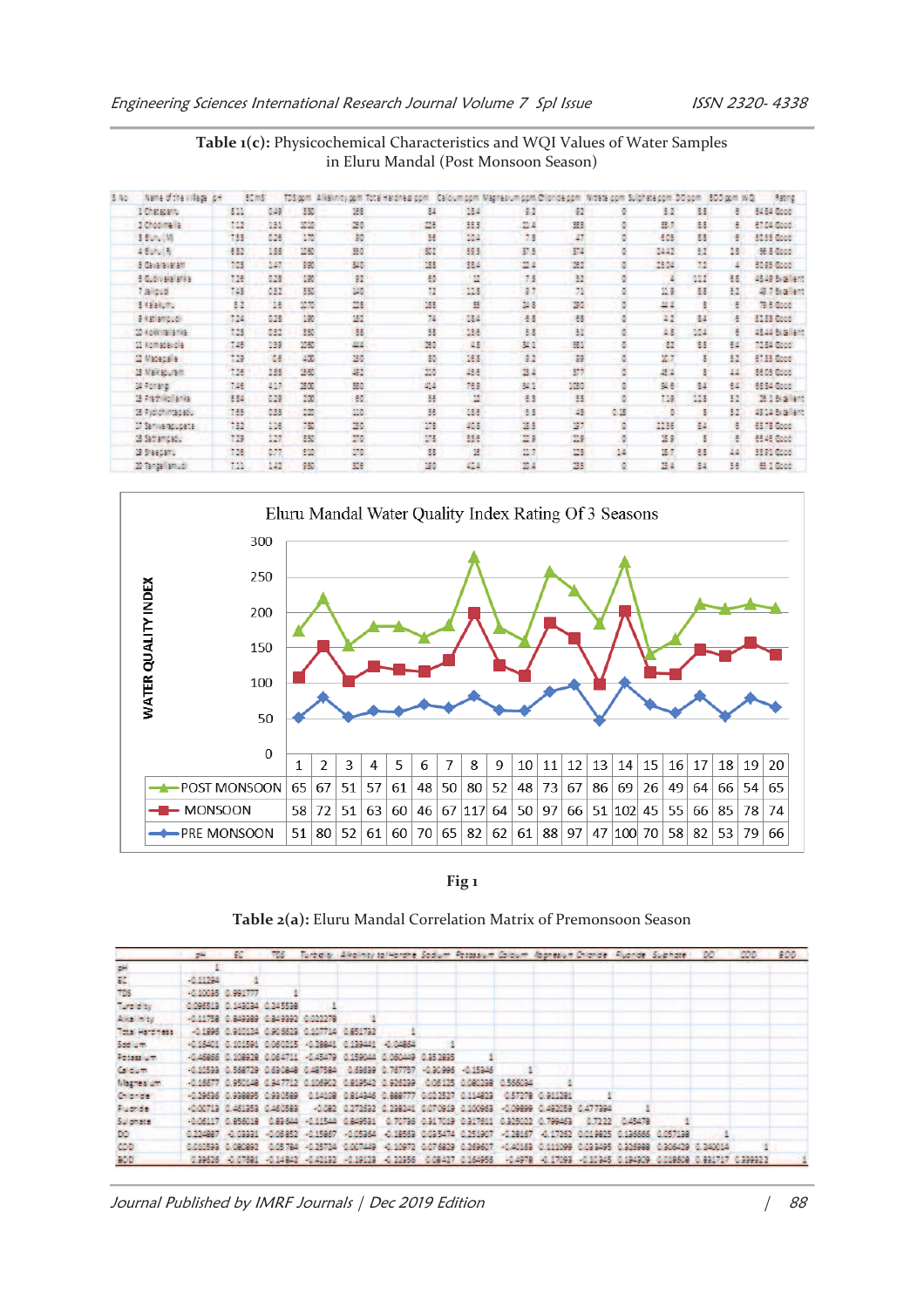**Table 1(c):** Physicochemical Characteristics and WQI Values of Water Samples in Eluru Mandal (Post Monsoon Season)

| S.No | Name of the village | pH | EC mS | TDS ppm | Alkalinity ppm | Total Hardness ppm | Calcium ppm | Magnesium ppm | Chloride ppm | Nitrate ppm | Sulphate ppm | DO ppm | BOD ppm | WQI | Rating |
|---|---|---|---|---|---|---|---|---|---|---|---|---|---|---|---|
| 1 | Chataparru | 8.11 | 0.49 | 350 | 196 | 84 | 18.4 | 9.2 | 93 | 0 | 5.2 | 5.5 | 6 | 64.84 | Good |
| 2 | Chodimella | 7.12 | 1.81 | 1230 | 290 | 226 | 53.3 | 22.4 | 383 | 0 | 33.7 | 5.5 | 6 | 67.04 | Good |
| 3 | Eluru (M) | 7.53 | 0.26 | 170 | 80 | 56 | 10.4 | 7.3 | 47 | 0 | 60.8 | 8.8 | 6 | 50.55 | Good |
| 4 | Eluru (R) | 6.82 | 1.88 | 1260 | 350 | 302 | 65.3 | 37.9 | 374 | 0 | 244.2 | 8.2 | 16 | 56.8 | Good |
| 5 | Gavaravaram | 7.03 | 1.47 | 990 | 340 | 185 | 59.4 | 22.4 | 262 | 0 | 159.4 | 7.2 | 4 | 60.95 | Good |
| 6 | Gudivakalanka | 7.26 | 0.28 | 190 | 92 | 60 | 12 | 7.8 | 52 | 0 | 4 | 12.2 | 6.8 | 48.49 | Excellent |
| 7 | Jalipudi | 7.43 | 0.83 | 550 | 140 | 72 | 11.5 | 9.7 | 71 | 0 | 11.9 | 5.5 | 5.2 | 49.7 | Excellent |
| 8 | Kalakurru | 8.2 | 1.6 | 1070 | 228 | 168 | 39 | 24.8 | 290 | 0 | 44.4 | 5 | 6 | 79.8 | Good |
| 9 | Kattampudi | 7.24 | 0.28 | 190 | 182 | 74 | 18.4 | 6.6 | 68 | 0 | 4.2 | 8.4 | 6 | 51.33 | Good |
| 10 | Kokkirailanka | 7.23 | 0.52 | 350 | 66 | 58 | 13.6 | 5.8 | 51 | 0 | 4.6 | 10.4 | 6 | 48.44 | Excellent |
| 11 | Komadavolu | 7.49 | 1.59 | 1060 | 444 | 280 | 4.8 | 34.1 | 551 | 0 | 52 | 8.8 | 6.4 | 72.84 | Good |
| 12 | Madepalle | 7.39 | 0.6 | 400 | 130 | 60 | 16.6 | 9.2 | 99 | 0 | 10.7 | 5 | 5.2 | 67.35 | Good |
| 13 | Malkapuram | 7.36 | 1.88 | 1260 | 492 | 220 | 48.6 | 23.4 | 377 | 0 | 42.4 | 5 | 4.4 | 86.09 | Good |
| 14 | Ponangi | 7.46 | 4.17 | 2800 | 580 | 424 | 76.9 | 34.1 | 1020 | 0 | 94.6 | 8.4 | 6.4 | 68.84 | Good |
| 15 | Prathikollanka | 8.64 | 0.29 | 200 | 60 | 56 | 12 | 6.8 | 55 | 0 | 7.19 | 12.8 | 5.2 | 26.3 | Excellent |
| 16 | Pydichintapadu | 7.69 | 0.33 | 220 | 110 | 56 | 16.8 | 5.5 | 43 | 0.18 | 0 | 5 | 5.2 | 49.14 | Excellent |
| 17 | Sanivarapupeta | 7.52 | 1.16 | 780 | 330 | 178 | 40.8 | 18.8 | 187 | 0 | 113.6 | 8.4 | 6 | 63.78 | Good |
| 18 | Satrampadu | 7.39 | 1.27 | 850 | 370 | 178 | 35.6 | 22.9 | 229 | 0 | 39.9 | 5 | 6 | 65.45 | Good |
| 19 | Sreeparru | 7.36 | 0.77 | 510 | 270 | 58 | 16 | 11.7 | 128 | 1.4 | 16.7 | 6.8 | 4.4 | 53.50 | Good |
| 20 | Tangellamudi | 7.21 | 1.42 | 950 | 328 | 180 | 42.4 | 20.4 | 235 | 0 | 15.4 | 8.4 | 3.6 | 65.1 | Good |

**Eluru Mandal Water Quality Index Rating Of 3 Seasons**

| | 1 | 2 | 3 | 4 | 5 | 6 | 7 | 8 | 9 | 10 | 11 | 12 | 13 | 14 | 15 | 16 | 17 | 18 | 19 | 20 |
|---|---|---|---|---|---|---|---|---|---|---|---|---|---|---|---|---|---|---|---|---|
| POST MONSOON | 65 | 67 | 51 | 57 | 61 | 48 | 50 | 80 | 52 | 48 | 73 | 67 | 86 | 69 | 26 | 49 | 64 | 66 | 54 | 65 |
| MONSOON | 58 | 72 | 51 | 63 | 60 | 46 | 67 | 117 | 64 | 50 | 97 | 66 | 51 | 102 | 45 | 55 | 66 | 85 | 78 | 74 |
| PRE MONSOON | 51 | 80 | 52 | 61 | 60 | 70 | 65 | 82 | 62 | 61 | 88 | 97 | 47 | 100 | 70 | 58 | 82 | 53 | 79 | 66 |

Fig 1

**Table 2(a):** Eluru Mandal Correlation Matrix of Premonsoon Season

| | pH | EC | TDS | Turbidity | Alkalinity | Total Hardness | Sodium | Potassium | Calcium | Magnesium | Chloride | Fluoride | Sulphate | DO | COD | BOD |
|---|---|---|---|---|---|---|---|---|---|---|---|---|---|---|---|---|
| pH | 1 | | | | | | | | | | | | | | | |
| EC | -0.11294 | 1 | | | | | | | | | | | | | | |
| TDS | -0.10095 | 0.991777 | 1 | | | | | | | | | | | | | |
| Turbidity | 0.096513 | 0.143034 | 0.245538 | 1 | | | | | | | | | | | | |
| Alkalinity | -0.11758 | 0.849389 | 0.849992 | 0.022279 | 1 | | | | | | | | | | | |
| Total Hardness | -0.1895 | 0.910124 | 0.905633 | 0.107714 | 0.851792 | 1 | | | | | | | | | | |
| Sodium | -0.16401 | 0.101591 | 0.060215 | -0.28841 | 0.139441 | -0.04864 | 1 | | | | | | | | | |
| Potassium | -0.46865 | 0.108928 | 0.064711 | -0.45479 | 0.159044 | 0.060449 | 0.352835 | 1 | | | | | | | | |
| Calcium | -0.10593 | 0.568729 | 0.630848 | 0.487584 | 0.53639 | 0.767757 | -0.20996 | -0.15346 | 1 | | | | | | | |
| Magnesium | -0.16577 | 0.950148 | 0.947712 | 0.106902 | 0.819542 | 0.926299 | 0.06125 | 0.080238 | 0.566034 | 1 | | | | | | |
| Chloride | -0.29636 | 0.938895 | 0.930589 | 0.14108 | 0.814346 | 0.888777 | 0.022527 | 0.114823 | 0.57278 | 0.911281 | 1 | | | | | |
| Fluoride | -0.00713 | 0.461353 | 0.460583 | -0.082 | 0.272632 | 0.238241 | 0.070919 | 0.100963 | -0.09899 | 0.492059 | 0.477394 | 1 | | | | |
| Sulphate | -0.06117 | 0.856018 | 0.83644 | -0.11544 | 0.849591 | 0.70736 | 0.317019 | 0.317611 | 0.325022 | 0.799463 | 0.7212 | 0.45478 | 1 | | | |
| DO | 0.224897 | -0.03931 | -0.06852 | -0.15967 | -0.05364 | -0.18563 | 0.025474 | 0.251907 | -0.28187 | -0.17362 | 0.019825 | 0.136566 | 0.057138 | 1 | | |
| COD | 0.010399 | 0.080892 | 0.05784 | -0.25724 | 0.007449 | -0.10972 | 0.075829 | 0.269607 | -0.42163 | 0.111099 | 0.123495 | 0.325988 | 0.306429 | 0.240014 | 1 | |
| BOD | 0.39626 | -0.07581 | -0.14842 | -0.42152 | -0.19123 | -0.22356 | 0.08437 | 0.184956 | -0.4978 | -0.17093 | -0.10345 | 0.184309 | 0.016808 | 0.891717 | 0.399312 | 1 |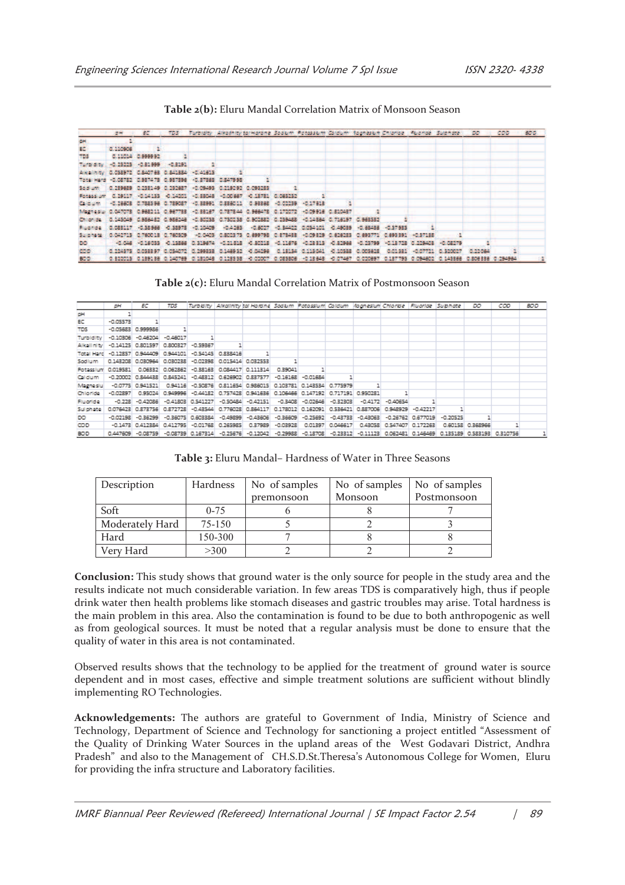**Table 2(b):** Eluru Mandal Correlation Matrix of Monsoon Season

| | pH | EC | TDS | Turbidity | Alkalinity | Total Hardness | Sodium | Potassium | Calcium | Magnesium | Chloride | Fluoride | Sulphate | DO | COD | BOD |
|---|---|---|---|---|---|---|---|---|---|---|---|---|---|---|---|---|
| pH | 1 | | | | | | | | | | | | | | | |
| EC | 0.110906 | 1 | | | | | | | | | | | | | | |
| TDS | 0.11014 | 0.999992 | 1 | | | | | | | | | | | | | |
| Turbidity | -0.23223 | -0.31999 | -0.3191 | 1 | | | | | | | | | | | | |
| Alkalinity | 0.058972 | 0.840788 | 0.841884 | -0.41813 | 1 | | | | | | | | | | | |
| Total Hard | -0.08782 | 0.987478 | 0.987396 | -0.37883 | 0.847998 | 1 | | | | | | | | | | |
| Sodium | 0.289689 | 0.233149 | 0.232687 | -0.09493 | 0.218292 | 0.093283 | 1 | | | | | | | | | |
| Potassium | 0.29117 | -0.14133 | -0.14201 | -0.33043 | -0.00887 | -0.18781 | 0.083232 | 1 | | | | | | | | |
| Calcium | -0.26808 | 0.788396 | 0.789087 | -0.33991 | 0.838011 | 0.83886 | -0.02239 | -0.17813 | 1 | | | | | | | |
| Magnesium | 0.047078 | 0.968211 | 0.967788 | -0.38187 | 0.787844 | 0.968478 | 0.172072 | -0.09918 | 0.810487 | 1 | | | | | | |
| Chloride | 0.143049 | 0.956482 | 0.956248 | -0.30238 | 0.750238 | 0.902882 | 0.239468 | -0.14884 | 0.716197 | 0.963382 | 1 | | | | | |
| Fluoride | 0.083117 | -0.38968 | -0.38978 | -0.10409 | -0.4283 | -0.6027 | -0.34422 | 0.034101 | -0.49039 | -0.69438 | -0.37933 | 1 | | | | |
| Sulphate | 0.042713 | 0.760013 | 0.760809 | -0.0403 | 0.803373 | 0.899798 | 0.879493 | -0.09329 | 0.626283 | 0.893771 | 0.699391 | -0.37188 | 1 | | | |
| DO | -0.046 | -0.16039 | -0.13866 | 0.319874 | -0.21818 | -0.30018 | -0.11876 | -0.23813 | -0.32968 | -0.23799 | -0.18728 | 0.228408 | -0.08279 | 1 | | |
| COD | 0.224373 | 0.033397 | 0.034072 | 0.299833 | 0.148932 | -0.04298 | 0.18134 | 0.113041 | -0.10388 | 0.003828 | 0.01381 | -0.07721 | 0.320007 | 0.22084 | 1 | |
| BOD | 0.322013 | 0.139138 | 0.140789 | 0.131049 | 0.128338 | -0.00007 | 0.083806 | -0.13848 | -0.07487 | 0.020897 | 0.137799 | 0.094802 | 0.143866 | 0.806338 | 0.294984 | 1 |

**Table 2(c):** Eluru Mandal Correlation Matrix of Postmonsoon Season

| | pH | EC | TDS | Turbidity | Alkalinity | Total Hardness | Sodium | Potassium | Calcium | Magnesium | Chloride | Fluoride | Sulphate | DO | COD | BOD |
|---|---|---|---|---|---|---|---|---|---|---|---|---|---|---|---|---|
| pH | 1 | | | | | | | | | | | | | | | |
| EC | -0.05573 | 1 | | | | | | | | | | | | | | |
| TDS | -0.05683 | 0.999986 | 1 | | | | | | | | | | | | | |
| Turbidity | -0.10306 | -0.46204 | -0.46017 | 1 | | | | | | | | | | | | |
| Alkalinity | -0.14125 | 0.801597 | 0.800327 | -0.59367 | 1 | | | | | | | | | | | |
| Total Hard | -0.12857 | 0.944409 | 0.944101 | -0.54145 | 0.838416 | 1 | | | | | | | | | | |
| Sodium | 0.143208 | 0.030964 | 0.030238 | -0.02398 | 0.015414 | 0.032553 | 1 | | | | | | | | | |
| Potassium | 0.019581 | 0.06332 | 0.062862 | -0.38163 | 0.084417 | 0.111314 | 0.39041 | 1 | | | | | | | | |
| Calcium | -0.20002 | 0.844438 | 0.845241 | -0.48312 | 0.626902 | 0.837577 | -0.16168 | -0.01684 | 1 | | | | | | | |
| Magnesium | -0.0775 | 0.941521 | 0.94116 | -0.50876 | 0.811654 | 0.986015 | 0.103781 | 0.143534 | 0.775979 | 1 | | | | | | |
| Chloride | -0.02897 | 0.95024 | 0.949996 | -0.44182 | 0.757428 | 0.941636 | 0.106466 | 0.147192 | 0.717191 | 0.950281 | 1 | | | | | |
| Fluoride | -0.228 | -0.42086 | -0.41803 | 0.541227 | -0.50484 | -0.42151 | -0.3408 | -0.02646 | -0.32303 | -0.4172 | -0.40654 | 1 | | | | |
| Sulphate | 0.076423 | 0.873756 | 0.872728 | -0.43544 | 0.776028 | 0.864117 | 0.178012 | 0.162091 | 0.536421 | 0.887006 | 0.948929 | -0.42217 | 1 | | | |
| DO | -0.02196 | -0.36299 | -0.36075 | 0.603384 | -0.49899 | -0.43606 | -0.36609 | -0.25692 | -0.43733 | -0.43063 | -0.26762 | 0.677019 | -0.20525 | 1 | | |
| COD | -0.1473 | 0.412384 | 0.412795 | -0.01768 | 0.265965 | 0.37989 | -0.03928 | 0.01397 | 0.046617 | 0.43058 | 0.547407 | 0.172263 | 0.60158 | 0.368966 | 1 | |
| BOD | 0.447609 | -0.08759 | -0.08739 | 0.167314 | -0.25676 | -0.12042 | -0.29968 | -0.18708 | -0.23312 | -0.11123 | 0.062481 | 0.146469 | 0.135189 | 0.583193 | 0.310756 | 1 |

**Table 3:** Eluru Mandal– Hardness of Water in Three Seasons

| Description | Hardness | No of samples premonsoon | No of samples Monsoon | No of samples Postmonsoon |
|---|---|---|---|---|
| Soft | 0-75 | 6 | 8 | 7 |
| Moderately Hard | 75-150 | 5 | 2 | 3 |
| Hard | 150-300 | 7 | 8 | 8 |
| Very Hard | >300 | 2 | 2 | 2 |

**Conclusion:** This study shows that ground water is the only source for people in the study area and the results indicate not much considerable variation. In few areas TDS is comparatively high, thus if people drink water then health problems like stomach diseases and gastric troubles may arise. Total hardness is the main problem in this area. Also the contamination is found to be due to both anthropogenic as well as from geological sources. It must be noted that a regular analysis must be done to ensure that the quality of water in this area is not contaminated.

Observed results shows that the technology to be applied for the treatment of ground water is source dependent and in most cases, effective and simple treatment solutions are sufficient without blindly implementing RO Technologies.

**Acknowledgements:** The authors are grateful to Government of India, Ministry of Science and Technology, Department of Science and Technology for sanctioning a project entitled "Assessment of the Quality of Drinking Water Sources in the upland areas of the West Godavari District, Andhra Pradesh" and also to the Management of CH.S.D.St.Theresa's Autonomous College for Women, Eluru for providing the infra structure and Laboratory facilities.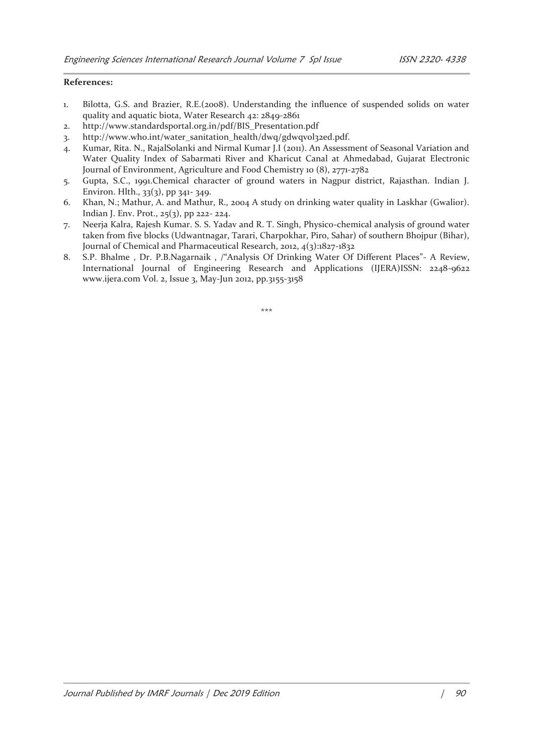**References:**

1. Bilotta, G.S. and Brazier, R.E.(2008). Understanding the influence of suspended solids on water quality and aquatic biota, Water Research 42: 2849-2861
2. http://www.standardsportal.org.in/pdf/BIS_Presentation.pdf
3. http://www.who.int/water_sanitation_health/dwq/gdwqvol32ed.pdf.
4. Kumar, Rita. N., RajalSolanki and Nirmal Kumar J.I (2011). An Assessment of Seasonal Variation and Water Quality Index of Sabarmati River and Kharicut Canal at Ahmedabad, Gujarat Electronic Journal of Environment, Agriculture and Food Chemistry 10 (8), 2771-2782
5. Gupta, S.C., 1991.Chemical character of ground waters in Nagpur district, Rajasthan. Indian J. Environ. Hlth., 33(3), pp 341- 349.
6. Khan, N.; Mathur, A. and Mathur, R., 2004 A study on drinking water quality in Laskhar (Gwalior). Indian J. Env. Prot., 25(3), pp 222- 224.
7. Neerja Kalra, Rajesh Kumar. S. S. Yadav and R. T. Singh, Physico-chemical analysis of ground water taken from five blocks (Udwantnagar, Tarari, Charpokhar, Piro, Sahar) of southern Bhojpur (Bihar), Journal of Chemical and Pharmaceutical Research, 2012, 4(3):1827-1832
8. S.P. Bhalme , Dr. P.B.Nagarnaik , /"Analysis Of Drinking Water Of Different Places"- A Review, International Journal of Engineering Research and Applications (IJERA)ISSN: 2248-9622 www.ijera.com Vol. 2, Issue 3, May-Jun 2012, pp.3155-3158

***